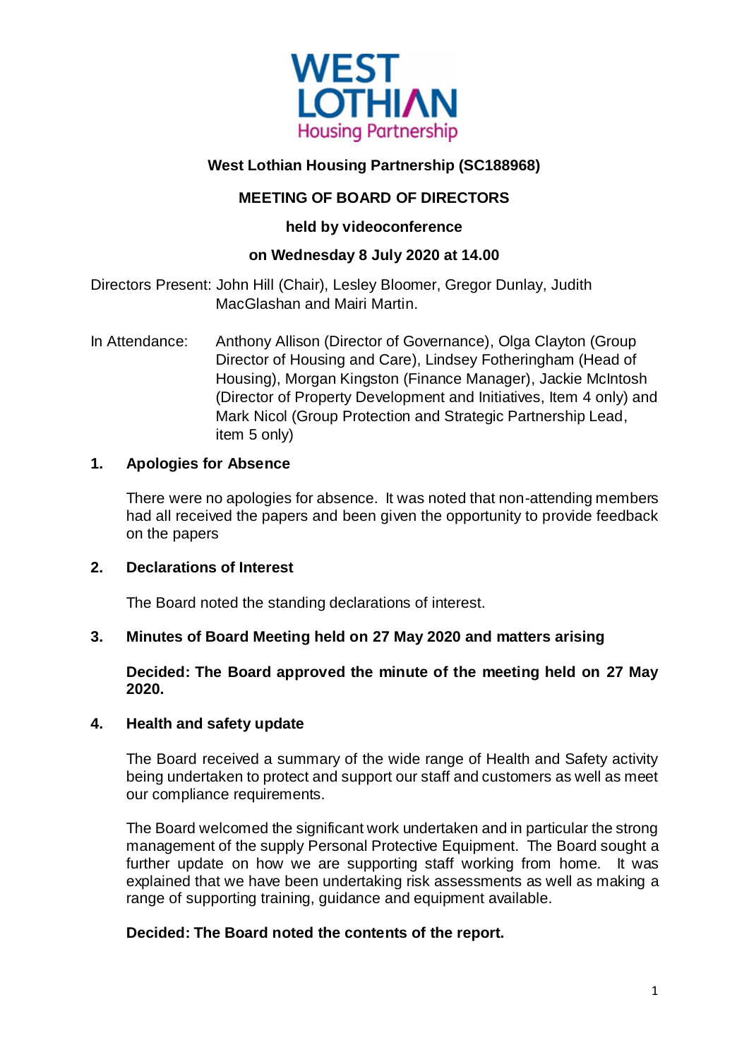**West Lothian Housing Partnership (SC188968)**

**MEETING OF BOARD OF DIRECTORS**

**held by videoconference**

**on Wednesday 8 July 2020 at 14.00**

Directors Present: John Hill (Chair), Lesley Bloomer, Gregor Dunlay, Judith MacGlashan and Mairi Martin.

In Attendance: Anthony Allison (Director of Governance), Olga Clayton (Group Director of Housing and Care), Lindsey Fotheringham (Head of Housing), Morgan Kingston (Finance Manager), Jackie McIntosh (Director of Property Development and Initiatives, Item 4 only) and Mark Nicol (Group Protection and Strategic Partnership Lead, item 5 only)

## 1. Apologies for Absence

There were no apologies for absence. It was noted that non-attending members had all received the papers and been given the opportunity to provide feedback on the papers

## 2. Declarations of Interest

The Board noted the standing declarations of interest.

## 3. Minutes of Board Meeting held on 27 May 2020 and matters arising

**Decided: The Board approved the minute of the meeting held on 27 May 2020.**

## 4. Health and safety update

The Board received a summary of the wide range of Health and Safety activity being undertaken to protect and support our staff and customers as well as meet our compliance requirements.

The Board welcomed the significant work undertaken and in particular the strong management of the supply Personal Protective Equipment. The Board sought a further update on how we are supporting staff working from home. It was explained that we have been undertaking risk assessments as well as making a range of supporting training, guidance and equipment available.

**Decided: The Board noted the contents of the report.**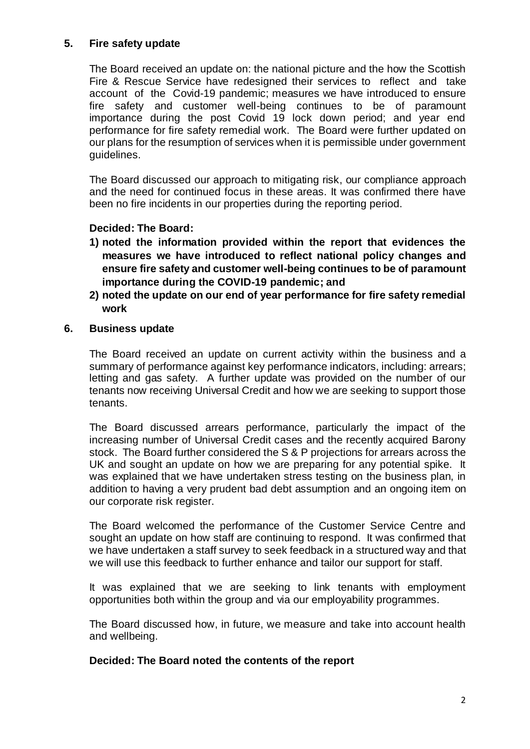## 5. Fire safety update

The Board received an update on: the national picture and the how the Scottish Fire & Rescue Service have redesigned their services to reflect and take account of the Covid-19 pandemic; measures we have introduced to ensure fire safety and customer well-being continues to be of paramount importance during the post Covid 19 lock down period; and year end performance for fire safety remedial work. The Board were further updated on our plans for the resumption of services when it is permissible under government guidelines.

The Board discussed our approach to mitigating risk, our compliance approach and the need for continued focus in these areas. It was confirmed there have been no fire incidents in our properties during the reporting period.

**Decided: The Board:**

1) **noted the information provided within the report that evidences the measures we have introduced to reflect national policy changes and ensure fire safety and customer well-being continues to be of paramount importance during the COVID-19 pandemic; and**
2) **noted the update on our end of year performance for fire safety remedial work**

## 6. Business update

The Board received an update on current activity within the business and a summary of performance against key performance indicators, including: arrears; letting and gas safety. A further update was provided on the number of our tenants now receiving Universal Credit and how we are seeking to support those tenants.

The Board discussed arrears performance, particularly the impact of the increasing number of Universal Credit cases and the recently acquired Barony stock. The Board further considered the S & P projections for arrears across the UK and sought an update on how we are preparing for any potential spike. It was explained that we have undertaken stress testing on the business plan, in addition to having a very prudent bad debt assumption and an ongoing item on our corporate risk register.

The Board welcomed the performance of the Customer Service Centre and sought an update on how staff are continuing to respond. It was confirmed that we have undertaken a staff survey to seek feedback in a structured way and that we will use this feedback to further enhance and tailor our support for staff.

It was explained that we are seeking to link tenants with employment opportunities both within the group and via our employability programmes.

The Board discussed how, in future, we measure and take into account health and wellbeing.

**Decided: The Board noted the contents of the report**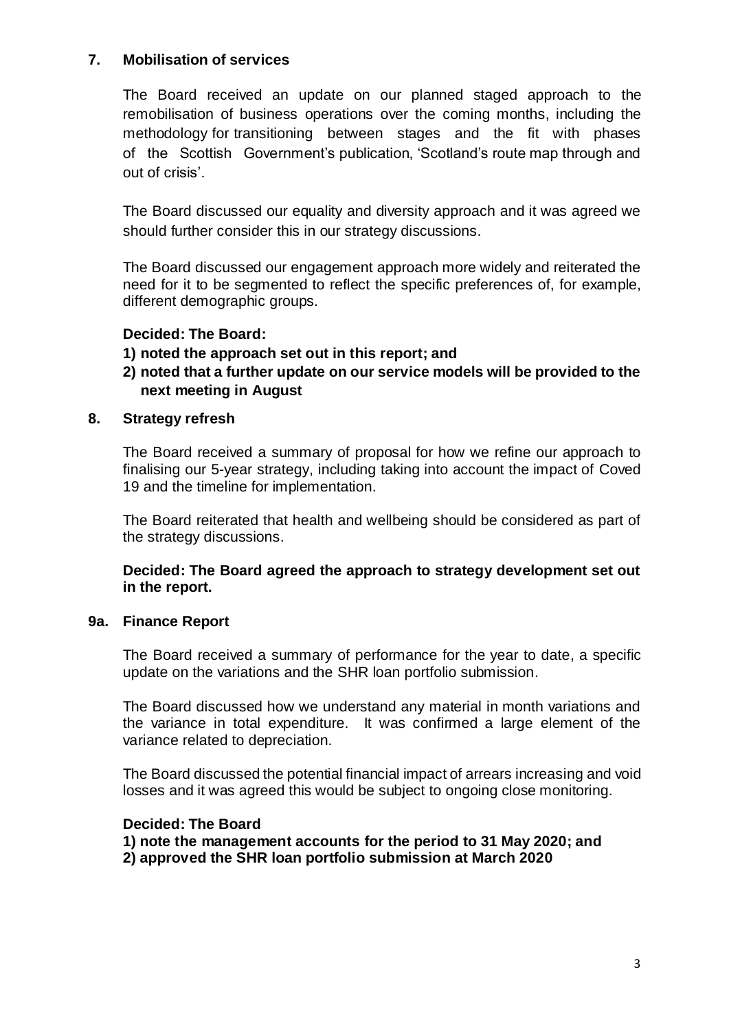## 7. Mobilisation of services

The Board received an update on our planned staged approach to the remobilisation of business operations over the coming months, including the methodology for transitioning between stages and the fit with phases of the Scottish Government's publication, 'Scotland's route map through and out of crisis'.

The Board discussed our equality and diversity approach and it was agreed we should further consider this in our strategy discussions.

The Board discussed our engagement approach more widely and reiterated the need for it to be segmented to reflect the specific preferences of, for example, different demographic groups.

**Decided: The Board:**

1) **noted the approach set out in this report; and**
2) **noted that a further update on our service models will be provided to the next meeting in August**

## 8. Strategy refresh

The Board received a summary of proposal for how we refine our approach to finalising our 5-year strategy, including taking into account the impact of Coved 19 and the timeline for implementation.

The Board reiterated that health and wellbeing should be considered as part of the strategy discussions.

**Decided: The Board agreed the approach to strategy development set out in the report.**

## 9a. Finance Report

The Board received a summary of performance for the year to date, a specific update on the variations and the SHR loan portfolio submission.

The Board discussed how we understand any material in month variations and the variance in total expenditure. It was confirmed a large element of the variance related to depreciation.

The Board discussed the potential financial impact of arrears increasing and void losses and it was agreed this would be subject to ongoing close monitoring.

**Decided: The Board**

1) **note the management accounts for the period to 31 May 2020; and**
2) **approved the SHR loan portfolio submission at March 2020**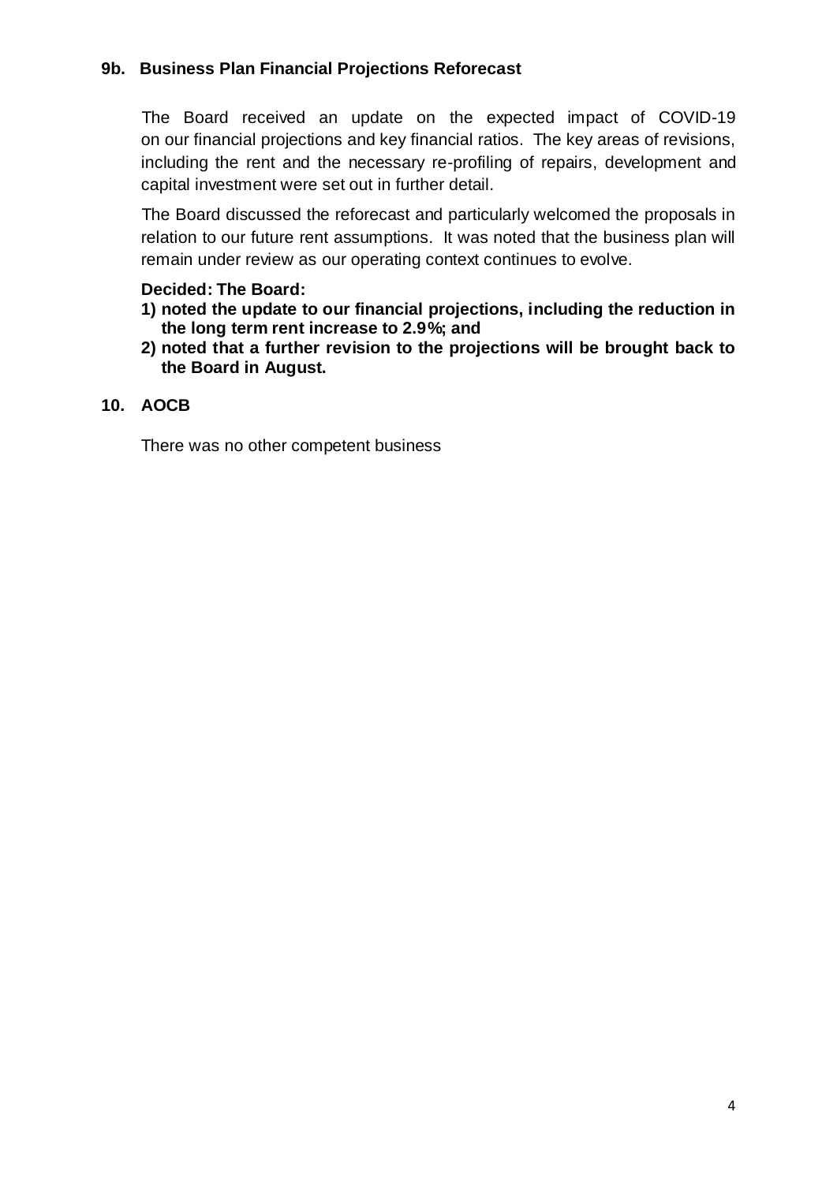### 9b. Business Plan Financial Projections Reforecast

The Board received an update on the expected impact of COVID-19 on our financial projections and key financial ratios. The key areas of revisions, including the rent and the necessary re-profiling of repairs, development and capital investment were set out in further detail.

The Board discussed the reforecast and particularly welcomed the proposals in relation to our future rent assumptions. It was noted that the business plan will remain under review as our operating context continues to evolve.

**Decided: The Board:**

1) **noted the update to our financial projections, including the reduction in the long term rent increase to 2.9%; and**
2) **noted that a further revision to the projections will be brought back to the Board in August.**

### 10. AOCB

There was no other competent business